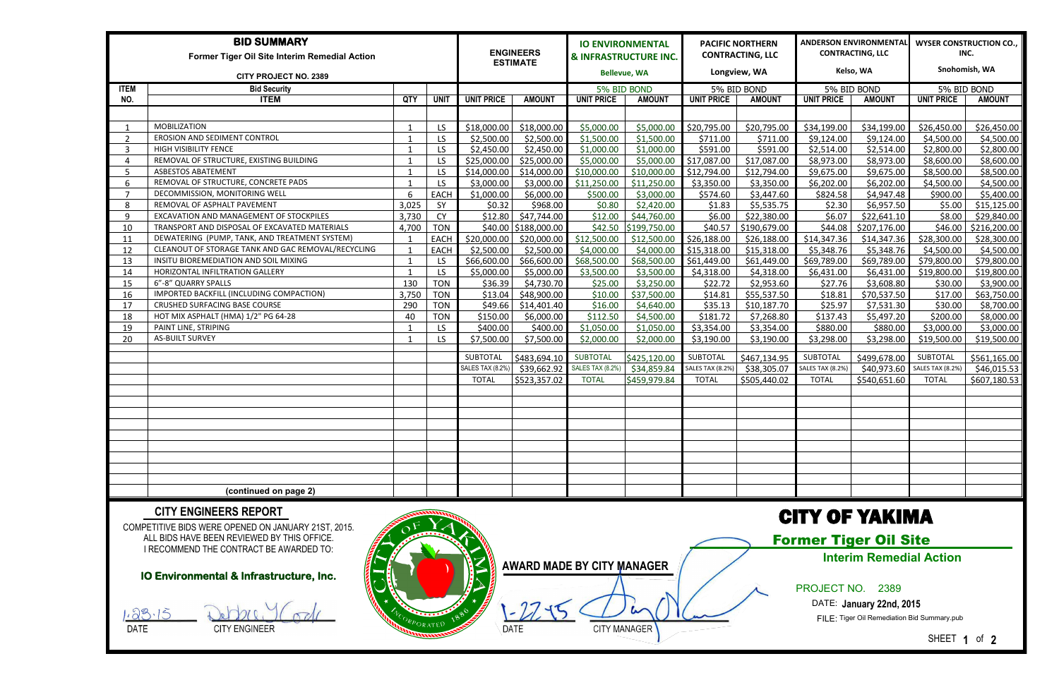# BID SUMMARY

**Former Tiger Oil Site Interim Remedial Action**

**CITY PROJECT NO. 2389**

| ITEM NO. | Bid Security / ITEM | QTY | UNIT | ENGINEERS ESTIMATE UNIT PRICE | ENGINEERS ESTIMATE AMOUNT | IO ENVIRONMENTAL & INFRASTRUCTURE INC. (Bellevue, WA) 5% BID BOND UNIT PRICE | AMOUNT | PACIFIC NORTHERN CONTRACTING, LLC (Longview, WA) 5% BID BOND UNIT PRICE | AMOUNT | ANDERSON ENVIRONMENTAL CONTRACTING, LLC (Kelso, WA) 5% BID BOND UNIT PRICE | AMOUNT | WYSER CONSTRUCTION CO., INC. (Snohomish, WA) 5% BID BOND UNIT PRICE | AMOUNT |
|---|---|---|---|---|---|---|---|---|---|---|---|---|---|
| 1 | MOBILIZATION | 1 | LS | $18,000.00 | $18,000.00 | $5,000.00 | $5,000.00 | $20,795.00 | $20,795.00 | $34,199.00 | $34,199.00 | $26,450.00 | $26,450.00 |
| 2 | EROSION AND SEDIMENT CONTROL | 1 | LS | $2,500.00 | $2,500.00 | $1,500.00 | $1,500.00 | $711.00 | $711.00 | $9,124.00 | $9,124.00 | $4,500.00 | $4,500.00 |
| 3 | HIGH VISIBILITY FENCE | 1 | LS | $2,450.00 | $2,450.00 | $1,000.00 | $1,000.00 | $591.00 | $591.00 | $2,514.00 | $2,514.00 | $2,800.00 | $2,800.00 |
| 4 | REMOVAL OF STRUCTURE, EXISTING BUILDING | 1 | LS | $25,000.00 | $25,000.00 | $5,000.00 | $5,000.00 | $17,087.00 | $17,087.00 | $8,973.00 | $8,973.00 | $8,600.00 | $8,600.00 |
| 5 | ASBESTOS ABATEMENT | 1 | LS | $14,000.00 | $14,000.00 | $10,000.00 | $10,000.00 | $12,794.00 | $12,794.00 | $9,675.00 | $9,675.00 | $8,500.00 | $8,500.00 |
| 6 | REMOVAL OF STRUCTURE, CONCRETE PADS | 1 | LS | $3,000.00 | $3,000.00 | $11,250.00 | $11,250.00 | $3,350.00 | $3,350.00 | $6,202.00 | $6,202.00 | $4,500.00 | $4,500.00 |
| 7 | DECOMMISSION, MONITORING WELL | 6 | EACH | $1,000.00 | $6,000.00 | $500.00 | $3,000.00 | $574.60 | $3,447.60 | $824.58 | $4,947.48 | $900.00 | $5,400.00 |
| 8 | REMOVAL OF ASPHALT PAVEMENT | 3,025 | SY | $0.32 | $968.00 | $0.80 | $2,420.00 | $1.83 | $5,535.75 | $2.30 | $6,957.50 | $5.00 | $15,125.00 |
| 9 | EXCAVATION AND MANAGEMENT OF STOCKPILES | 3,730 | CY | $12.80 | $47,744.00 | $12.00 | $44,760.00 | $6.00 | $22,380.00 | $6.07 | $22,641.10 | $8.00 | $29,840.00 |
| 10 | TRANSPORT AND DISPOSAL OF EXCAVATED MATERIALS | 4,700 | TON | $40.00 | $188,000.00 | $42.50 | $199,750.00 | $40.57 | $190,679.00 | $44.08 | $207,176.00 | $46.00 | $216,200.00 |
| 11 | DEWATERING (PUMP, TANK, AND TREATMENT SYSTEM) | 1 | EACH | $20,000.00 | $20,000.00 | $12,500.00 | $12,500.00 | $26,188.00 | $26,188.00 | $14,347.36 | $14,347.36 | $28,300.00 | $28,300.00 |
| 12 | CLEANOUT OF STORAGE TANK AND GAC REMOVAL/RECYCLING | 1 | EACH | $2,500.00 | $2,500.00 | $4,000.00 | $4,000.00 | $15,318.00 | $15,318.00 | $5,348.76 | $5,348.76 | $4,500.00 | $4,500.00 |
| 13 | INSITU BIOREMEDIATION AND SOIL MIXING | 1 | LS | $66,600.00 | $66,600.00 | $68,500.00 | $68,500.00 | $61,449.00 | $61,449.00 | $69,789.00 | $69,789.00 | $79,800.00 | $79,800.00 |
| 14 | HORIZONTAL INFILTRATION GALLERY | 1 | LS | $5,000.00 | $5,000.00 | $3,500.00 | $3,500.00 | $4,318.00 | $4,318.00 | $6,431.00 | $6,431.00 | $19,800.00 | $19,800.00 |
| 15 | 6"-8" QUARRY SPALLS | 130 | TON | $36.39 | $4,730.70 | $25.00 | $3,250.00 | $22.72 | $2,953.60 | $27.76 | $3,608.80 | $30.00 | $3,900.00 |
| 16 | IMPORTED BACKFILL (INCLUDING COMPACTION) | 3,750 | TON | $13.04 | $48,900.00 | $10.00 | $37,500.00 | $14.81 | $55,537.50 | $18.81 | $70,537.50 | $17.00 | $63,750.00 |
| 17 | CRUSHED SURFACING BASE COURSE | 290 | TON | $49.66 | $14,401.40 | $16.00 | $4,640.00 | $35.13 | $10,187.70 | $25.97 | $7,531.30 | $30.00 | $8,700.00 |
| 18 | HOT MIX ASPHALT (HMA) 1/2" PG 64-28 | 40 | TON | $150.00 | $6,000.00 | $112.50 | $4,500.00 | $181.72 | $7,268.80 | $137.43 | $5,497.20 | $200.00 | $8,000.00 |
| 19 | PAINT LINE, STRIPING | 1 | LS | $400.00 | $400.00 | $1,050.00 | $1,050.00 | $3,354.00 | $3,354.00 | $880.00 | $880.00 | $3,000.00 | $3,000.00 |
| 20 | AS-BUILT SURVEY | 1 | LS | $7,500.00 | $7,500.00 | $2,000.00 | $2,000.00 | $3,190.00 | $3,190.00 | $3,298.00 | $3,298.00 | $19,500.00 | $19,500.00 |
| | | | | SUBTOTAL | $483,694.10 | SUBTOTAL | $425,120.00 | SUBTOTAL | $467,134.95 | SUBTOTAL | $499,678.00 | SUBTOTAL | $561,165.00 |
| | | | | SALES TAX (8.2%) | $39,662.92 | SALES TAX (8.2%) | $34,859.84 | SALES TAX (8.2%) | $38,305.07 | SALES TAX (8.2%) | $40,973.60 | SALES TAX (8.2%) | $46,015.53 |
| | | | | TOTAL | $523,357.02 | TOTAL | $459,979.84 | TOTAL | $505,440.02 | TOTAL | $540,651.60 | TOTAL | $607,180.53 |
| | (continued on page 2) | | | | | | | | | | | | |

## CITY ENGINEERS REPORT

COMPETITIVE BIDS WERE OPENED ON JANUARY 21ST, 2015.
ALL BIDS HAVE BEEN REVIEWED BY THIS OFFICE.
I RECOMMEND THE CONTRACT BE AWARDED TO:

**IO Environmental & Infrastructure, Inc.**

1.23.15 — DATE

CITY ENGINEER

**AWARD MADE BY CITY MANAGER**

1-22-15 — DATE

CITY MANAGER

# CITY OF YAKIMA

## Former Tiger Oil Site

### Interim Remedial Action

PROJECT NO. 2389

DATE: **January 22nd, 2015**

FILE: Tiger Oil Remediation Bid Summary.pub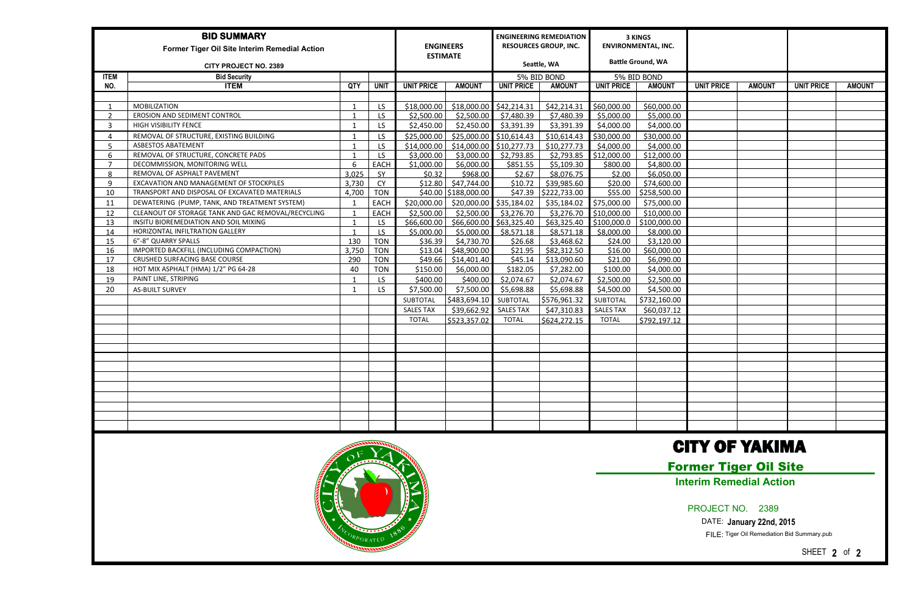| BID SUMMARY<br>Former Tiger Oil Site Interim Remedial Action<br>CITY PROJECT NO. 2389 | | | | ENGINEERS ESTIMATE | | ENGINEERING REMEDIATION RESOURCES GROUP, INC.<br>Seattle, WA | | 3 KINGS ENVIRONMENTAL, INC.<br>Battle Ground, WA | | | | | |
|---|---|---|---|---|---|---|---|---|---|---|---|---|---|
| ITEM | Bid Security | | | | | 5% BID BOND | | 5% BID BOND | | | | | |
| NO. | ITEM | QTY | UNIT | UNIT PRICE | AMOUNT | UNIT PRICE | AMOUNT | UNIT PRICE | AMOUNT | UNIT PRICE | AMOUNT | UNIT PRICE | AMOUNT |
| 1 | MOBILIZATION | 1 | LS | $18,000.00 | $18,000.00 | $42,214.31 | $42,214.31 | $60,000.00 | $60,000.00 | | | | |
| 2 | EROSION AND SEDIMENT CONTROL | 1 | LS | $2,500.00 | $2,500.00 | $7,480.39 | $7,480.39 | $5,000.00 | $5,000.00 | | | | |
| 3 | HIGH VISIBILITY FENCE | 1 | LS | $2,450.00 | $2,450.00 | $3,391.39 | $3,391.39 | $4,000.00 | $4,000.00 | | | | |
| 4 | REMOVAL OF STRUCTURE, EXISTING BUILDING | 1 | LS | $25,000.00 | $25,000.00 | $10,614.43 | $10,614.43 | $30,000.00 | $30,000.00 | | | | |
| 5 | ASBESTOS ABATEMENT | 1 | LS | $14,000.00 | $14,000.00 | $10,277.73 | $10,277.73 | $4,000.00 | $4,000.00 | | | | |
| 6 | REMOVAL OF STRUCTURE, CONCRETE PADS | 1 | LS | $3,000.00 | $3,000.00 | $2,793.85 | $2,793.85 | $12,000.00 | $12,000.00 | | | | |
| 7 | DECOMMISSION, MONITORING WELL | 6 | EACH | $1,000.00 | $6,000.00 | $851.55 | $5,109.30 | $800.00 | $4,800.00 | | | | |
| 8 | REMOVAL OF ASPHALT PAVEMENT | 3,025 | SY | $0.32 | $968.00 | $2.67 | $8,076.75 | $2.00 | $6,050.00 | | | | |
| 9 | EXCAVATION AND MANAGEMENT OF STOCKPILES | 3,730 | CY | $12.80 | $47,744.00 | $10.72 | $39,985.60 | $20.00 | $74,600.00 | | | | |
| 10 | TRANSPORT AND DISPOSAL OF EXCAVATED MATERIALS | 4,700 | TON | $40.00 | $188,000.00 | $47.39 | $222,733.00 | $55.00 | $258,500.00 | | | | |
| 11 | DEWATERING (PUMP, TANK, AND TREATMENT SYSTEM) | 1 | EACH | $20,000.00 | $20,000.00 | $35,184.02 | $35,184.02 | $75,000.00 | $75,000.00 | | | | |
| 12 | CLEANOUT OF STORAGE TANK AND GAC REMOVAL/RECYCLING | 1 | EACH | $2,500.00 | $2,500.00 | $3,276.70 | $3,276.70 | $10,000.00 | $10,000.00 | | | | |
| 13 | INSITU BIOREMEDIATION AND SOIL MIXING | 1 | LS | $66,600.00 | $66,600.00 | $63,325.40 | $63,325.40 | $100,000.0 | $100,000.00 | | | | |
| 14 | HORIZONTAL INFILTRATION GALLERY | 1 | LS | $5,000.00 | $5,000.00 | $8,571.18 | $8,571.18 | $8,000.00 | $8,000.00 | | | | |
| 15 | 6"-8" QUARRY SPALLS | 130 | TON | $36.39 | $4,730.70 | $26.68 | $3,468.62 | $24.00 | $3,120.00 | | | | |
| 16 | IMPORTED BACKFILL (INCLUDING COMPACTION) | 3,750 | TON | $13.04 | $48,900.00 | $21.95 | $82,312.50 | $16.00 | $60,000.00 | | | | |
| 17 | CRUSHED SURFACING BASE COURSE | 290 | TON | $49.66 | $14,401.40 | $45.14 | $13,090.60 | $21.00 | $6,090.00 | | | | |
| 18 | HOT MIX ASPHALT (HMA) 1/2" PG 64-28 | 40 | TON | $150.00 | $6,000.00 | $182.05 | $7,282.00 | $100.00 | $4,000.00 | | | | |
| 19 | PAINT LINE, STRIPING | 1 | LS | $400.00 | $400.00 | $2,074.67 | $2,074.67 | $2,500.00 | $2,500.00 | | | | |
| 20 | AS-BUILT SURVEY | 1 | LS | $7,500.00 | $7,500.00 | $5,698.88 | $5,698.88 | $4,500.00 | $4,500.00 | | | | |
| | | | | SUBTOTAL | $483,694.10 | SUBTOTAL | $576,961.32 | SUBTOTAL | $732,160.00 | | | | |
| | | | | SALES TAX | $39,662.92 | SALES TAX | $47,310.83 | SALES TAX | $60,037.12 | | | | |
| | | | | TOTAL | $523,357.02 | TOTAL | $624,272.15 | TOTAL | $792,197.12 | | | | |

# CITY OF YAKIMA

## Former Tiger Oil Site

**Interim Remedial Action**

PROJECT NO. 2389

DATE: **January 22nd, 2015**

FILE: Tiger Oil Remediation Bid Summary.pub